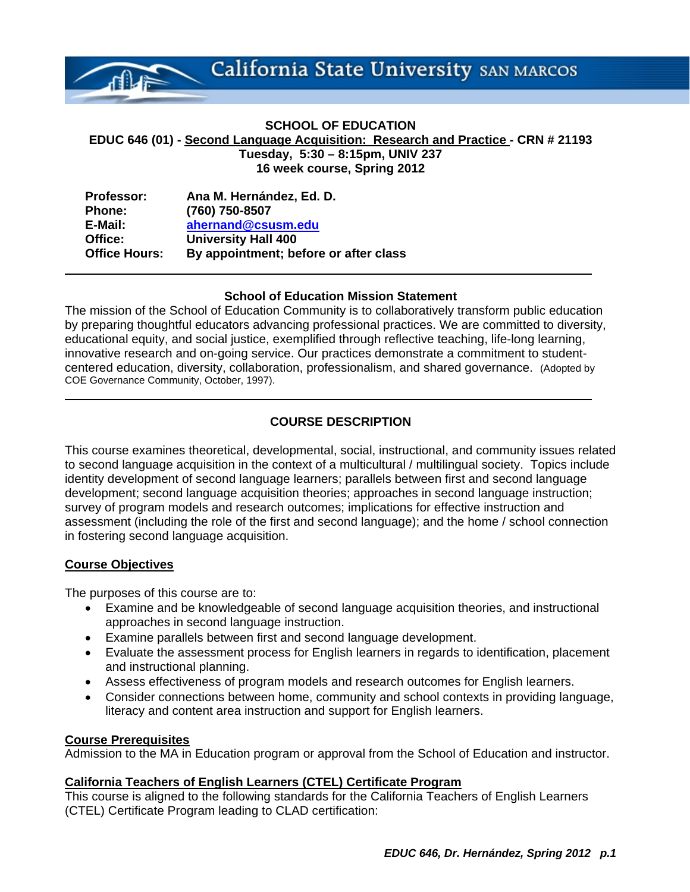California State University SAN MARCOS

**SCHOOL OF EDUCATION**

**EDUCC 646 (01) - Second Language Acquisition: Research and Practice - CRN # 21193**
**Tuesday, 5:30 – 8:15pm, UNIV 237**
**16 week course, Spring 2012**

| | |
|---|---|
| **Professor:** | **Ana M. Hernández, Ed. D.** |
| **Phone:** | **(760) 750-8507** |
| **E-Mail:** | **ahernand@csusm.edu** |
| **Office:** | **University Hall 400** |
| **Office Hours:** | **By appointment; before or after class** |

---

**School of Education Mission Statement**

The mission of the School of Education Community is to collaboratively transform public education by preparing thoughtful educators advancing professional practices. We are committed to diversity, educational equity, and social justice, exemplified through reflective teaching, life-long learning, innovative research and on-going service. Our practices demonstrate a commitment to student-centered education, diversity, collaboration, professionalism, and shared governance. (Adopted by COE Governance Community, October, 1997).

---

## COURSE DESCRIPTION

This course examines theoretical, developmental, social, instructional, and community issues related to second language acquisition in the context of a multicultural / multilingual society. Topics include identity development of second language learners; parallels between first and second language development; second language acquisition theories; approaches in second language instruction; survey of program models and research outcomes; implications for effective instruction and assessment (including the role of the first and second language); and the home / school connection in fostering second language acquisition.

### Course Objectives

The purposes of this course are to:

- Examine and be knowledgeable of second language acquisition theories, and instructional approaches in second language instruction.
- Examine parallels between first and second language development.
- Evaluate the assessment process for English learners in regards to identification, placement and instructional planning.
- Assess effectiveness of program models and research outcomes for English learners.
- Consider connections between home, community and school contexts in providing language, literacy and content area instruction and support for English learners.

### Course Prerequisites

Admission to the MA in Education program or approval from the School of Education and instructor.

### California Teachers of English Learners (CTEL) Certificate Program

This course is aligned to the following standards for the California Teachers of English Learners (CTEL) Certificate Program leading to CLAD certification: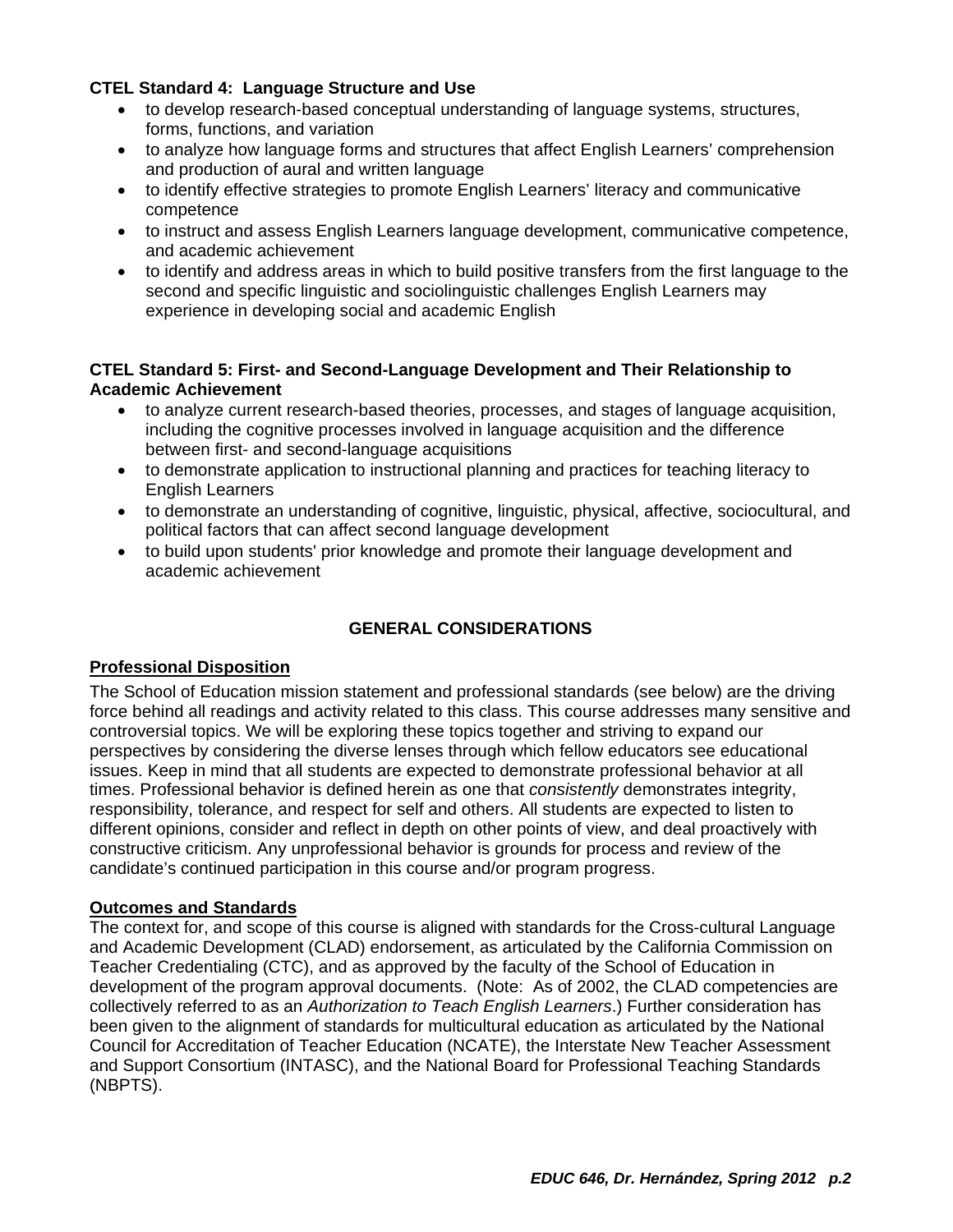**CTEL Standard 4: Language Structure and Use**

- to develop research-based conceptual understanding of language systems, structures, forms, functions, and variation
- to analyze how language forms and structures that affect English Learners' comprehension and production of aural and written language
- to identify effective strategies to promote English Learners' literacy and communicative competence
- to instruct and assess English Learners language development, communicative competence, and academic achievement
- to identify and address areas in which to build positive transfers from the first language to the second and specific linguistic and sociolinguistic challenges English Learners may experience in developing social and academic English

**CTEL Standard 5: First- and Second-Language Development and Their Relationship to Academic Achievement**

- to analyze current research-based theories, processes, and stages of language acquisition, including the cognitive processes involved in language acquisition and the difference between first- and second-language acquisitions
- to demonstrate application to instructional planning and practices for teaching literacy to English Learners
- to demonstrate an understanding of cognitive, linguistic, physical, affective, sociocultural, and political factors that can affect second language development
- to build upon students' prior knowledge and promote their language development and academic achievement

## GENERAL CONSIDERATIONS

**Professional Disposition**

The School of Education mission statement and professional standards (see below) are the driving force behind all readings and activity related to this class. This course addresses many sensitive and controversial topics. We will be exploring these topics together and striving to expand our perspectives by considering the diverse lenses through which fellow educators see educational issues. Keep in mind that all students are expected to demonstrate professional behavior at all times. Professional behavior is defined herein as one that *consistently* demonstrates integrity, responsibility, tolerance, and respect for self and others. All students are expected to listen to different opinions, consider and reflect in depth on other points of view, and deal proactively with constructive criticism. Any unprofessional behavior is grounds for process and review of the candidate's continued participation in this course and/or program progress.

**Outcomes and Standards**

The context for, and scope of this course is aligned with standards for the Cross-cultural Language and Academic Development (CLAD) endorsement, as articulated by the California Commission on Teacher Credentialing (CTC), and as approved by the faculty of the School of Education in development of the program approval documents. (Note: As of 2002, the CLAD competencies are collectively referred to as an *Authorization to Teach English Learners*.) Further consideration has been given to the alignment of standards for multicultural education as articulated by the National Council for Accreditation of Teacher Education (NCATE), the Interstate New Teacher Assessment and Support Consortium (INTASC), and the National Board for Professional Teaching Standards (NBPTS).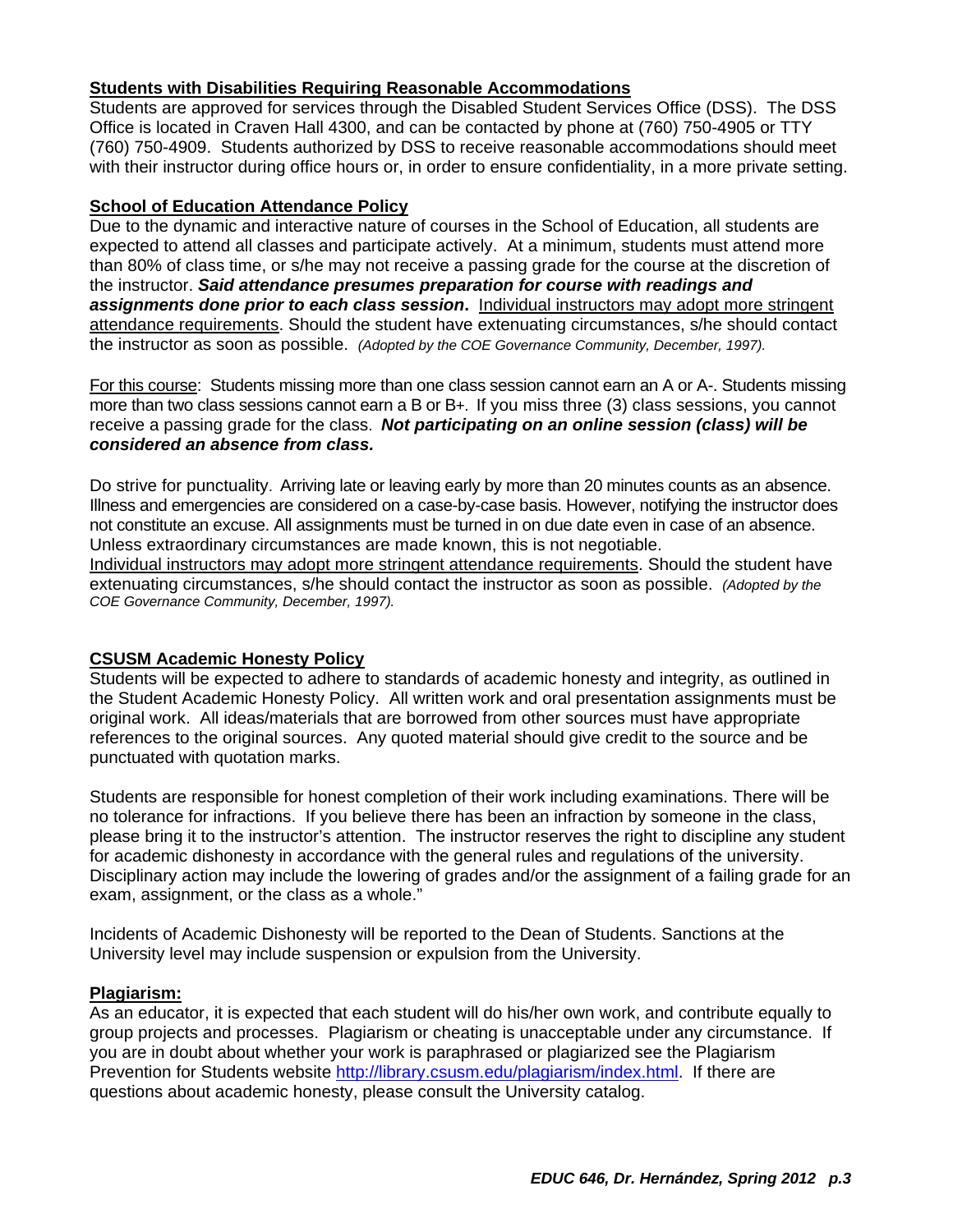**Students with Disabilities Requiring Reasonable Accommodations**

Students are approved for services through the Disabled Student Services Office (DSS). The DSS Office is located in Craven Hall 4300, and can be contacted by phone at (760) 750-4905 or TTY (760) 750-4909. Students authorized by DSS to receive reasonable accommodations should meet with their instructor during office hours or, in order to ensure confidentiality, in a more private setting.

**School of Education Attendance Policy**

Due to the dynamic and interactive nature of courses in the School of Education, all students are expected to attend all classes and participate actively. At a minimum, students must attend more than 80% of class time, or s/he may not receive a passing grade for the course at the discretion of the instructor. ***Said attendance presumes preparation for course with readings and assignments done prior to each class session.*** Individual instructors may adopt more stringent attendance requirements. Should the student have extenuating circumstances, s/he should contact the instructor as soon as possible. *(Adopted by the COE Governance Community, December, 1997).*

For this course: Students missing more than one class session cannot earn an A or A-. Students missing more than two class sessions cannot earn a B or B+. If you miss three (3) class sessions, you cannot receive a passing grade for the class. ***Not participating on an online session (class) will be considered an absence from class.***

Do strive for punctuality. Arriving late or leaving early by more than 20 minutes counts as an absence. Illness and emergencies are considered on a case-by-case basis. However, notifying the instructor does not constitute an excuse. All assignments must be turned in on due date even in case of an absence. Unless extraordinary circumstances are made known, this is not negotiable.
Individual instructors may adopt more stringent attendance requirements. Should the student have extenuating circumstances, s/he should contact the instructor as soon as possible. *(Adopted by the COE Governance Community, December, 1997).*

**CSUSM Academic Honesty Policy**

Students will be expected to adhere to standards of academic honesty and integrity, as outlined in the Student Academic Honesty Policy. All written work and oral presentation assignments must be original work. All ideas/materials that are borrowed from other sources must have appropriate references to the original sources. Any quoted material should give credit to the source and be punctuated with quotation marks.

Students are responsible for honest completion of their work including examinations. There will be no tolerance for infractions. If you believe there has been an infraction by someone in the class, please bring it to the instructor's attention. The instructor reserves the right to discipline any student for academic dishonesty in accordance with the general rules and regulations of the university. Disciplinary action may include the lowering of grades and/or the assignment of a failing grade for an exam, assignment, or the class as a whole."

Incidents of Academic Dishonesty will be reported to the Dean of Students. Sanctions at the University level may include suspension or expulsion from the University.

**Plagiarism:**

As an educator, it is expected that each student will do his/her own work, and contribute equally to group projects and processes. Plagiarism or cheating is unacceptable under any circumstance. If you are in doubt about whether your work is paraphrased or plagiarized see the Plagiarism Prevention for Students website http://library.csusm.edu/plagiarism/index.html. If there are questions about academic honesty, please consult the University catalog.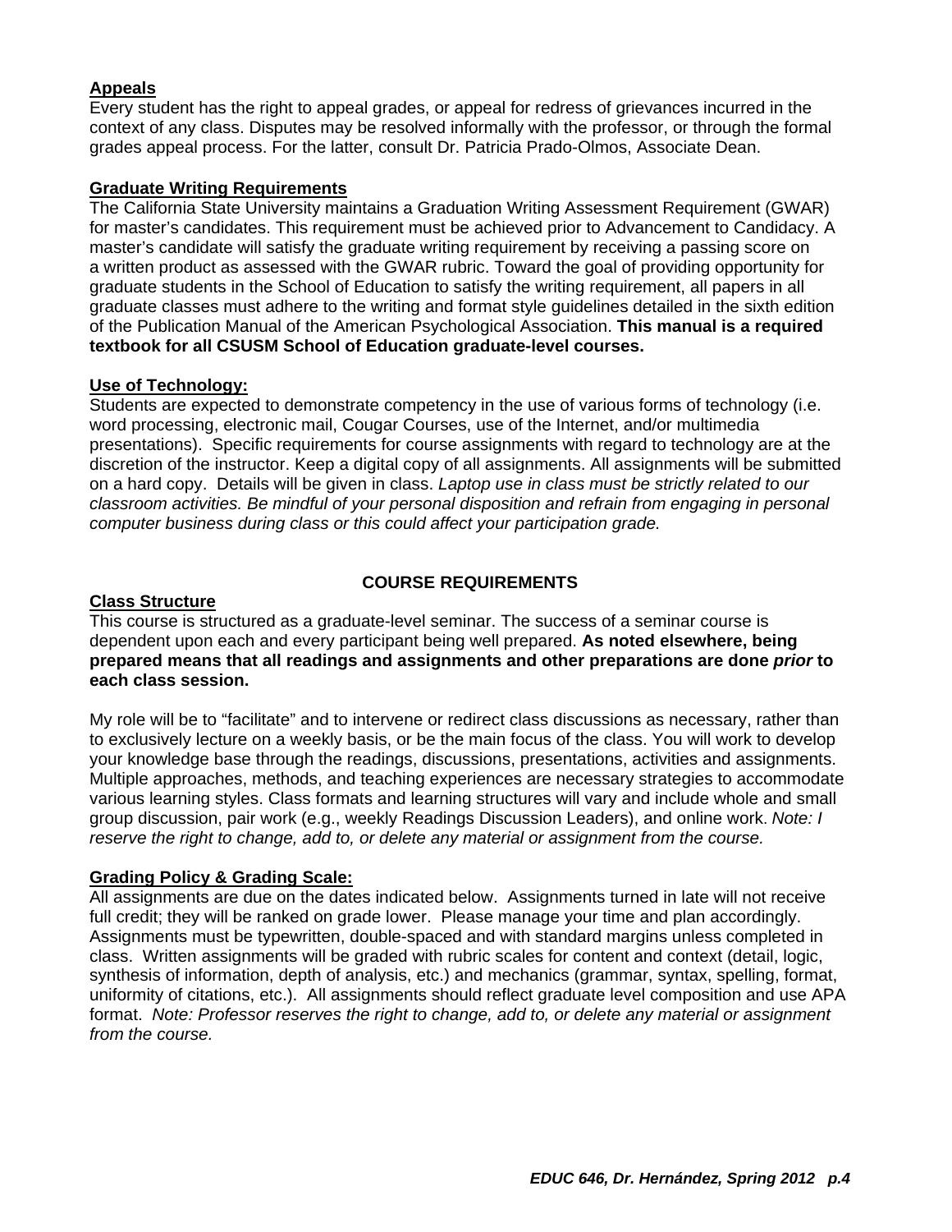**Appeals**

Every student has the right to appeal grades, or appeal for redress of grievances incurred in the context of any class. Disputes may be resolved informally with the professor, or through the formal grades appeal process. For the latter, consult Dr. Patricia Prado-Olmos, Associate Dean.

**Graduate Writing Requirements**

The California State University maintains a Graduation Writing Assessment Requirement (GWAR) for master's candidates. This requirement must be achieved prior to Advancement to Candidacy. A master's candidate will satisfy the graduate writing requirement by receiving a passing score on a written product as assessed with the GWAR rubric. Toward the goal of providing opportunity for graduate students in the School of Education to satisfy the writing requirement, all papers in all graduate classes must adhere to the writing and format style guidelines detailed in the sixth edition of the Publication Manual of the American Psychological Association. **This manual is a required textbook for all CSUSM School of Education graduate-level courses.**

**Use of Technology:**

Students are expected to demonstrate competency in the use of various forms of technology (i.e. word processing, electronic mail, Cougar Courses, use of the Internet, and/or multimedia presentations). Specific requirements for course assignments with regard to technology are at the discretion of the instructor. Keep a digital copy of all assignments. All assignments will be submitted on a hard copy. Details will be given in class. *Laptop use in class must be strictly related to our classroom activities. Be mindful of your personal disposition and refrain from engaging in personal computer business during class or this could affect your participation grade.*

## COURSE REQUIREMENTS

**Class Structure**

This course is structured as a graduate-level seminar. The success of a seminar course is dependent upon each and every participant being well prepared. **As noted elsewhere, being prepared means that all readings and assignments and other preparations are done *prior* to each class session.**

My role will be to "facilitate" and to intervene or redirect class discussions as necessary, rather than to exclusively lecture on a weekly basis, or be the main focus of the class. You will work to develop your knowledge base through the readings, discussions, presentations, activities and assignments. Multiple approaches, methods, and teaching experiences are necessary strategies to accommodate various learning styles. Class formats and learning structures will vary and include whole and small group discussion, pair work (e.g., weekly Readings Discussion Leaders), and online work. *Note: I reserve the right to change, add to, or delete any material or assignment from the course.*

**Grading Policy & Grading Scale:**

All assignments are due on the dates indicated below. Assignments turned in late will not receive full credit; they will be ranked on grade lower. Please manage your time and plan accordingly. Assignments must be typewritten, double-spaced and with standard margins unless completed in class. Written assignments will be graded with rubric scales for content and context (detail, logic, synthesis of information, depth of analysis, etc.) and mechanics (grammar, syntax, spelling, format, uniformity of citations, etc.). All assignments should reflect graduate level composition and use APA format. *Note: Professor reserves the right to change, add to, or delete any material or assignment from the course.*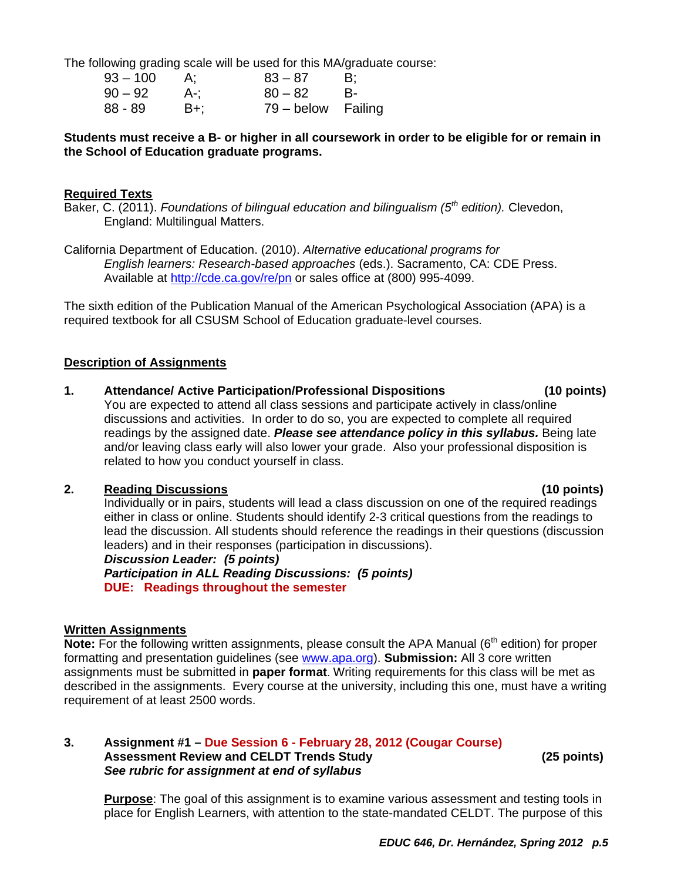The following grading scale will be used for this MA/graduate course:

| | | | |
|---|---|---|---|
| 93 – 100 | A; | 83 – 87 | B; |
| 90 – 92 | A-; | 80 – 82 | B- |
| 88 - 89 | B+; | 79 – below | Failing |

**Students must receive a B- or higher in all coursework in order to be eligible for or remain in the School of Education graduate programs.**

## Required Texts

Baker, C. (2011). *Foundations of bilingual education and bilingualism (5th edition).* Clevedon, England: Multilingual Matters.

California Department of Education. (2010). *Alternative educational programs for English learners: Research-based approaches* (eds.). Sacramento, CA: CDE Press. Available at http://cde.ca.gov/re/pn or sales office at (800) 995-4099.

The sixth edition of the Publication Manual of the American Psychological Association (APA) is a required textbook for all CSUSM School of Education graduate-level courses.

## Description of Assignments

**1. Attendance/ Active Participation/Professional Dispositions (10 points)**
You are expected to attend all class sessions and participate actively in class/online discussions and activities. In order to do so, you are expected to complete all required readings by the assigned date. ***Please see attendance policy in this syllabus.*** Being late and/or leaving class early will also lower your grade. Also your professional disposition is related to how you conduct yourself in class.

**2. Reading Discussions (10 points)**
Individually or in pairs, students will lead a class discussion on one of the required readings either in class or online. Students should identify 2-3 critical questions from the readings to lead the discussion. All students should reference the readings in their questions (discussion leaders) and in their responses (participation in discussions).
***Discussion Leader: (5 points)***
***Participation in ALL Reading Discussions: (5 points)***
**DUE: Readings throughout the semester**

## Written Assignments

**Note:** For the following written assignments, please consult the APA Manual (6th edition) for proper formatting and presentation guidelines (see www.apa.org). **Submission:** All 3 core written assignments must be submitted in **paper format**. Writing requirements for this class will be met as described in the assignments. Every course at the university, including this one, must have a writing requirement of at least 2500 words.

**3. Assignment #1 – Due Session 6 - February 28, 2012 (Cougar Course)**
**Assessment Review and CELDT Trends Study (25 points)**
***See rubric for assignment at end of syllabus***

**Purpose**: The goal of this assignment is to examine various assessment and testing tools in place for English Learners, with attention to the state-mandated CELDT. The purpose of this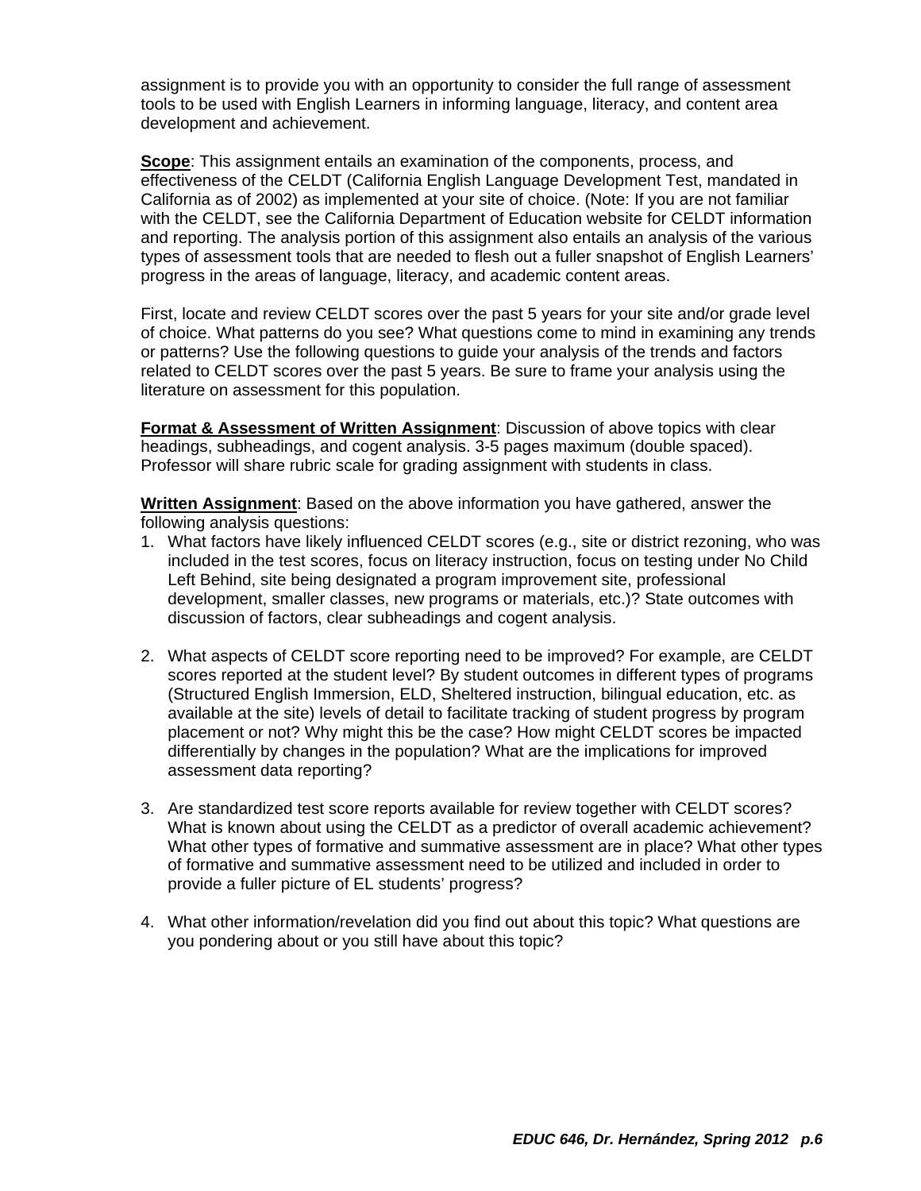assignment is to provide you with an opportunity to consider the full range of assessment tools to be used with English Learners in informing language, literacy, and content area development and achievement.

**Scope**: This assignment entails an examination of the components, process, and effectiveness of the CELDT (California English Language Development Test, mandated in California as of 2002) as implemented at your site of choice. (Note: If you are not familiar with the CELDT, see the California Department of Education website for CELDT information and reporting. The analysis portion of this assignment also entails an analysis of the various types of assessment tools that are needed to flesh out a fuller snapshot of English Learners' progress in the areas of language, literacy, and academic content areas.

First, locate and review CELDT scores over the past 5 years for your site and/or grade level of choice. What patterns do you see? What questions come to mind in examining any trends or patterns? Use the following questions to guide your analysis of the trends and factors related to CELDT scores over the past 5 years. Be sure to frame your analysis using the literature on assessment for this population.

**Format & Assessment of Written Assignment**: Discussion of above topics with clear headings, subheadings, and cogent analysis. 3-5 pages maximum (double spaced). Professor will share rubric scale for grading assignment with students in class.

**Written Assignment**: Based on the above information you have gathered, answer the following analysis questions:

1. What factors have likely influenced CELDT scores (e.g., site or district rezoning, who was included in the test scores, focus on literacy instruction, focus on testing under No Child Left Behind, site being designated a program improvement site, professional development, smaller classes, new programs or materials, etc.)? State outcomes with discussion of factors, clear subheadings and cogent analysis.

2. What aspects of CELDT score reporting need to be improved? For example, are CELDT scores reported at the student level? By student outcomes in different types of programs (Structured English Immersion, ELD, Sheltered instruction, bilingual education, etc. as available at the site) levels of detail to facilitate tracking of student progress by program placement or not? Why might this be the case? How might CELDT scores be impacted differentially by changes in the population? What are the implications for improved assessment data reporting?

3. Are standardized test score reports available for review together with CELDT scores? What is known about using the CELDT as a predictor of overall academic achievement? What other types of formative and summative assessment are in place? What other types of formative and summative assessment need to be utilized and included in order to provide a fuller picture of EL students' progress?

4. What other information/revelation did you find out about this topic? What questions are you pondering about or you still have about this topic?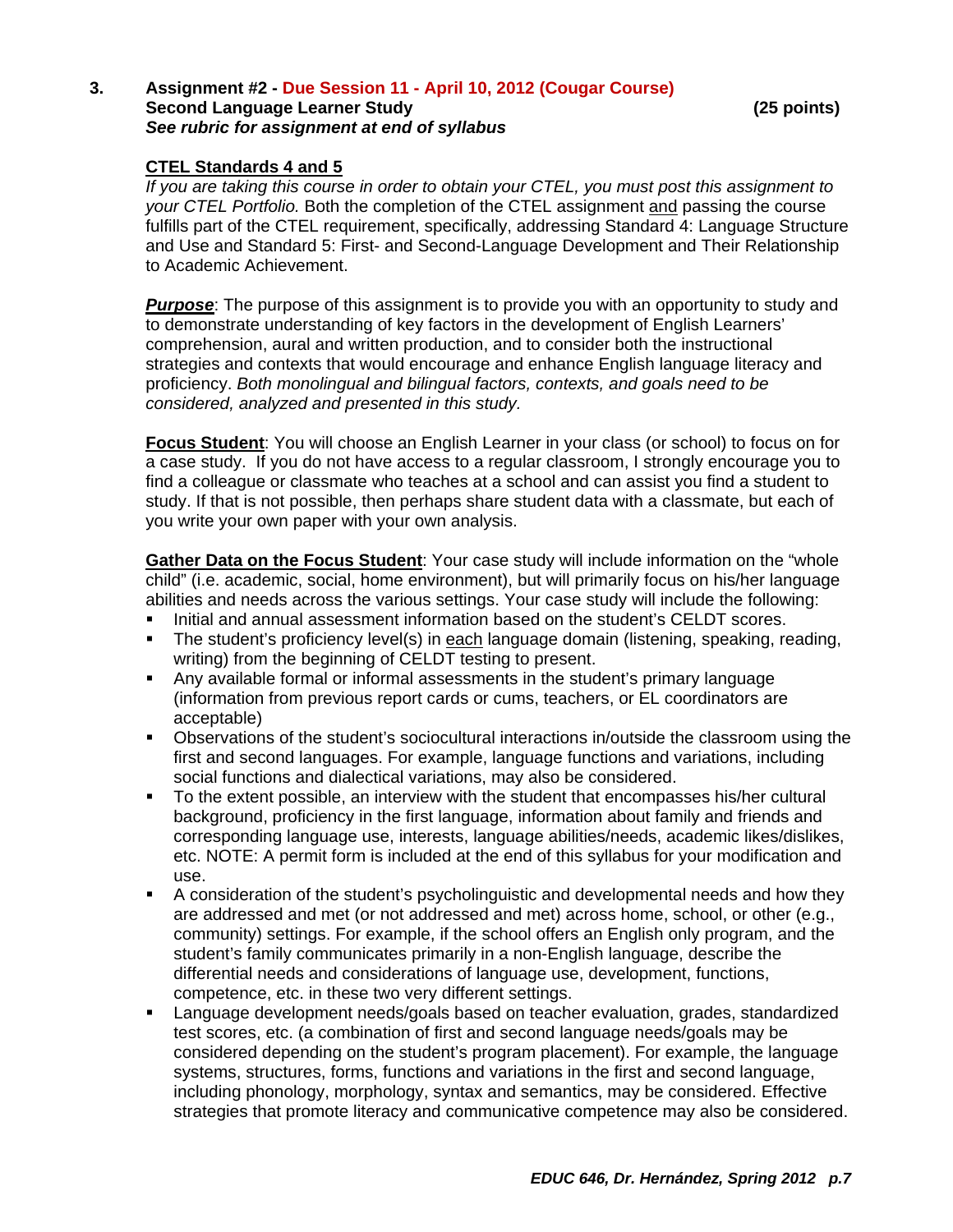3. **Assignment #2 - Due Session 11 - April 10, 2012 (Cougar Course)**
   **Second Language Learner Study** **(25 points)**
   ***See rubric for assignment at end of syllabus***

   **<u>CTEL Standards 4 and 5</u>**

   *If you are taking this course in order to obtain your CTEL, you must post this assignment to your CTEL Portfolio.* Both the completion of the CTEL assignment <u>and</u> passing the course fulfills part of the CTEL requirement, specifically, addressing Standard 4: Language Structure and Use and Standard 5: First- and Second-Language Development and Their Relationship to Academic Achievement.

   ***<u>Purpose</u>***: The purpose of this assignment is to provide you with an opportunity to study and to demonstrate understanding of key factors in the development of English Learners' comprehension, aural and written production, and to consider both the instructional strategies and contexts that would encourage and enhance English language literacy and proficiency. *Both monolingual and bilingual factors, contexts, and goals need to be considered, analyzed and presented in this study.*

   **<u>Focus Student</u>**: You will choose an English Learner in your class (or school) to focus on for a case study. If you do not have access to a regular classroom, I strongly encourage you to find a colleague or classmate who teaches at a school and can assist you find a student to study. If that is not possible, then perhaps share student data with a classmate, but each of you write your own paper with your own analysis.

   **<u>Gather Data on the Focus Student</u>**: Your case study will include information on the "whole child" (i.e. academic, social, home environment), but will primarily focus on his/her language abilities and needs across the various settings. Your case study will include the following:

   - Initial and annual assessment information based on the student's CELDT scores.
   - The student's proficiency level(s) in <u>each</u> language domain (listening, speaking, reading, writing) from the beginning of CELDT testing to present.
   - Any available formal or informal assessments in the student's primary language (information from previous report cards or cums, teachers, or EL coordinators are acceptable)
   - Observations of the student's sociocultural interactions in/outside the classroom using the first and second languages. For example, language functions and variations, including social functions and dialectical variations, may also be considered.
   - To the extent possible, an interview with the student that encompasses his/her cultural background, proficiency in the first language, information about family and friends and corresponding language use, interests, language abilities/needs, academic likes/dislikes, etc. NOTE: A permit form is included at the end of this syllabus for your modification and use.
   - A consideration of the student's psycholinguistic and developmental needs and how they are addressed and met (or not addressed and met) across home, school, or other (e.g., community) settings. For example, if the school offers an English only program, and the student's family communicates primarily in a non-English language, describe the differential needs and considerations of language use, development, functions, competence, etc. in these two very different settings.
   - Language development needs/goals based on teacher evaluation, grades, standardized test scores, etc. (a combination of first and second language needs/goals may be considered depending on the student's program placement). For example, the language systems, structures, forms, functions and variations in the first and second language, including phonology, morphology, syntax and semantics, may be considered. Effective strategies that promote literacy and communicative competence may also be considered.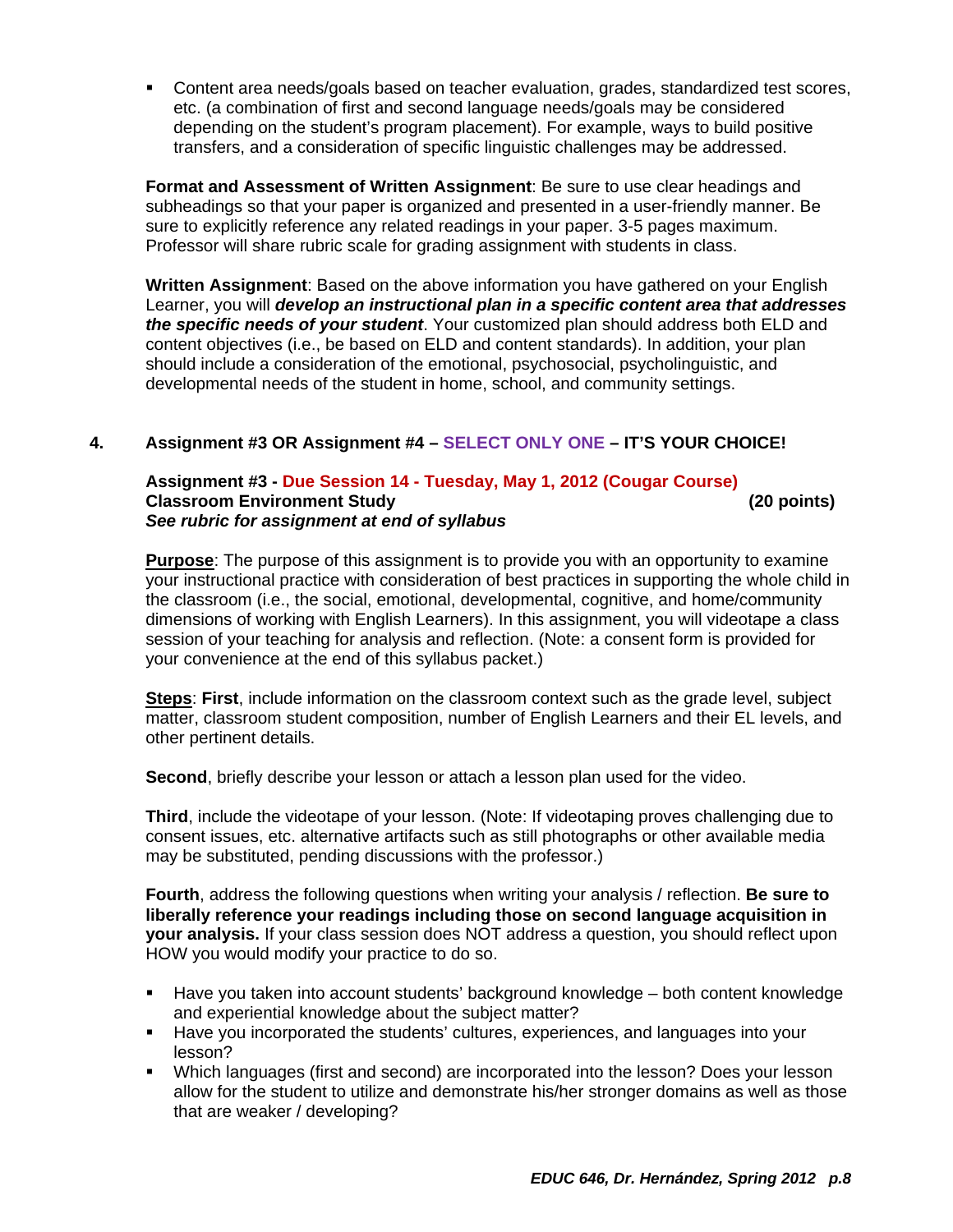- Content area needs/goals based on teacher evaluation, grades, standardized test scores, etc. (a combination of first and second language needs/goals may be considered depending on the student's program placement). For example, ways to build positive transfers, and a consideration of specific linguistic challenges may be addressed.

**Format and Assessment of Written Assignment**: Be sure to use clear headings and subheadings so that your paper is organized and presented in a user-friendly manner. Be sure to explicitly reference any related readings in your paper. 3-5 pages maximum. Professor will share rubric scale for grading assignment with students in class.

**Written Assignment**: Based on the above information you have gathered on your English Learner, you will ***develop an instructional plan in a specific content area that addresses the specific needs of your student***. Your customized plan should address both ELD and content objectives (i.e., be based on ELD and content standards). In addition, your plan should include a consideration of the emotional, psychosocial, psycholinguistic, and developmental needs of the student in home, school, and community settings.

## 4. Assignment #3 OR Assignment #4 – SELECT ONLY ONE – IT'S YOUR CHOICE!

**Assignment #3 - Due Session 14 - Tuesday, May 1, 2012 (Cougar Course)**
**Classroom Environment Study** **(20 points)**
***See rubric for assignment at end of syllabus***

**Purpose**: The purpose of this assignment is to provide you with an opportunity to examine your instructional practice with consideration of best practices in supporting the whole child in the classroom (i.e., the social, emotional, developmental, cognitive, and home/community dimensions of working with English Learners). In this assignment, you will videotape a class session of your teaching for analysis and reflection. (Note: a consent form is provided for your convenience at the end of this syllabus packet.)

**Steps**: **First**, include information on the classroom context such as the grade level, subject matter, classroom student composition, number of English Learners and their EL levels, and other pertinent details.

**Second**, briefly describe your lesson or attach a lesson plan used for the video.

**Third**, include the videotape of your lesson. (Note: If videotaping proves challenging due to consent issues, etc. alternative artifacts such as still photographs or other available media may be substituted, pending discussions with the professor.)

**Fourth**, address the following questions when writing your analysis / reflection. **Be sure to liberally reference your readings including those on second language acquisition in your analysis.** If your class session does NOT address a question, you should reflect upon HOW you would modify your practice to do so.

- Have you taken into account students' background knowledge – both content knowledge and experiential knowledge about the subject matter?
- Have you incorporated the students' cultures, experiences, and languages into your lesson?
- Which languages (first and second) are incorporated into the lesson? Does your lesson allow for the student to utilize and demonstrate his/her stronger domains as well as those that are weaker / developing?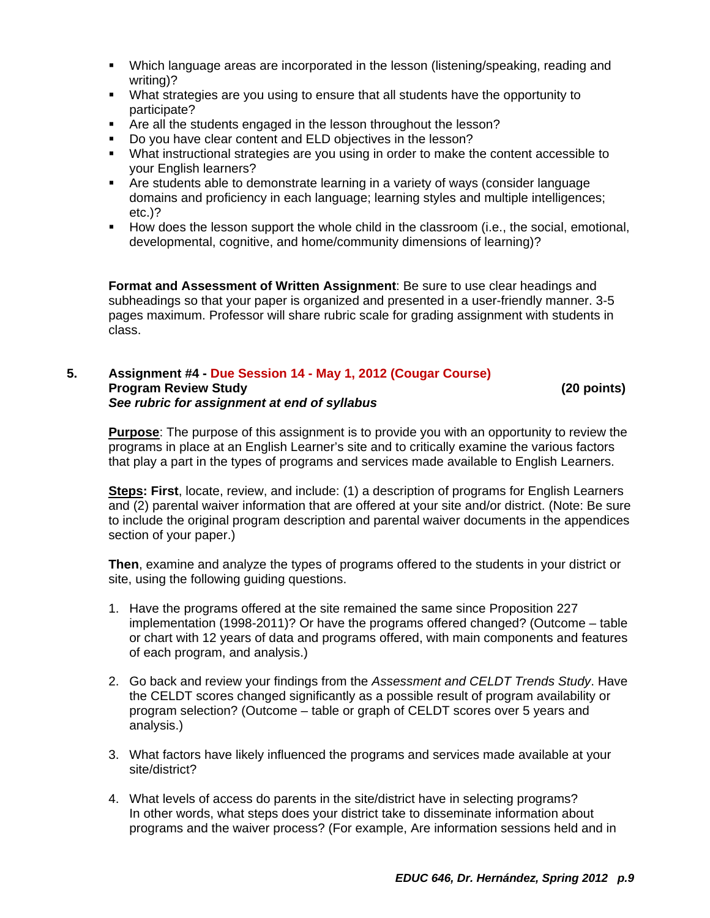- Which language areas are incorporated in the lesson (listening/speaking, reading and writing)?
- What strategies are you using to ensure that all students have the opportunity to participate?
- Are all the students engaged in the lesson throughout the lesson?
- Do you have clear content and ELD objectives in the lesson?
- What instructional strategies are you using in order to make the content accessible to your English learners?
- Are students able to demonstrate learning in a variety of ways (consider language domains and proficiency in each language; learning styles and multiple intelligences; etc.)?
- How does the lesson support the whole child in the classroom (i.e., the social, emotional, developmental, cognitive, and home/community dimensions of learning)?

**Format and Assessment of Written Assignment**: Be sure to use clear headings and subheadings so that your paper is organized and presented in a user-friendly manner. 3-5 pages maximum. Professor will share rubric scale for grading assignment with students in class.

**5. Assignment #4 - Due Session 14 - May 1, 2012 (Cougar Course)**
**Program Review Study** **(20 points)**
***See rubric for assignment at end of syllabus***

**Purpose**: The purpose of this assignment is to provide you with an opportunity to review the programs in place at an English Learner's site and to critically examine the various factors that play a part in the types of programs and services made available to English Learners.

**Steps: First**, locate, review, and include: (1) a description of programs for English Learners and (2) parental waiver information that are offered at your site and/or district. (Note: Be sure to include the original program description and parental waiver documents in the appendices section of your paper.)

**Then**, examine and analyze the types of programs offered to the students in your district or site, using the following guiding questions.

1. Have the programs offered at the site remained the same since Proposition 227 implementation (1998-2011)? Or have the programs offered changed? (Outcome – table or chart with 12 years of data and programs offered, with main components and features of each program, and analysis.)

2. Go back and review your findings from the *Assessment and CELDT Trends Study*. Have the CELDT scores changed significantly as a possible result of program availability or program selection? (Outcome – table or graph of CELDT scores over 5 years and analysis.)

3. What factors have likely influenced the programs and services made available at your site/district?

4. What levels of access do parents in the site/district have in selecting programs? In other words, what steps does your district take to disseminate information about programs and the waiver process? (For example, Are information sessions held and in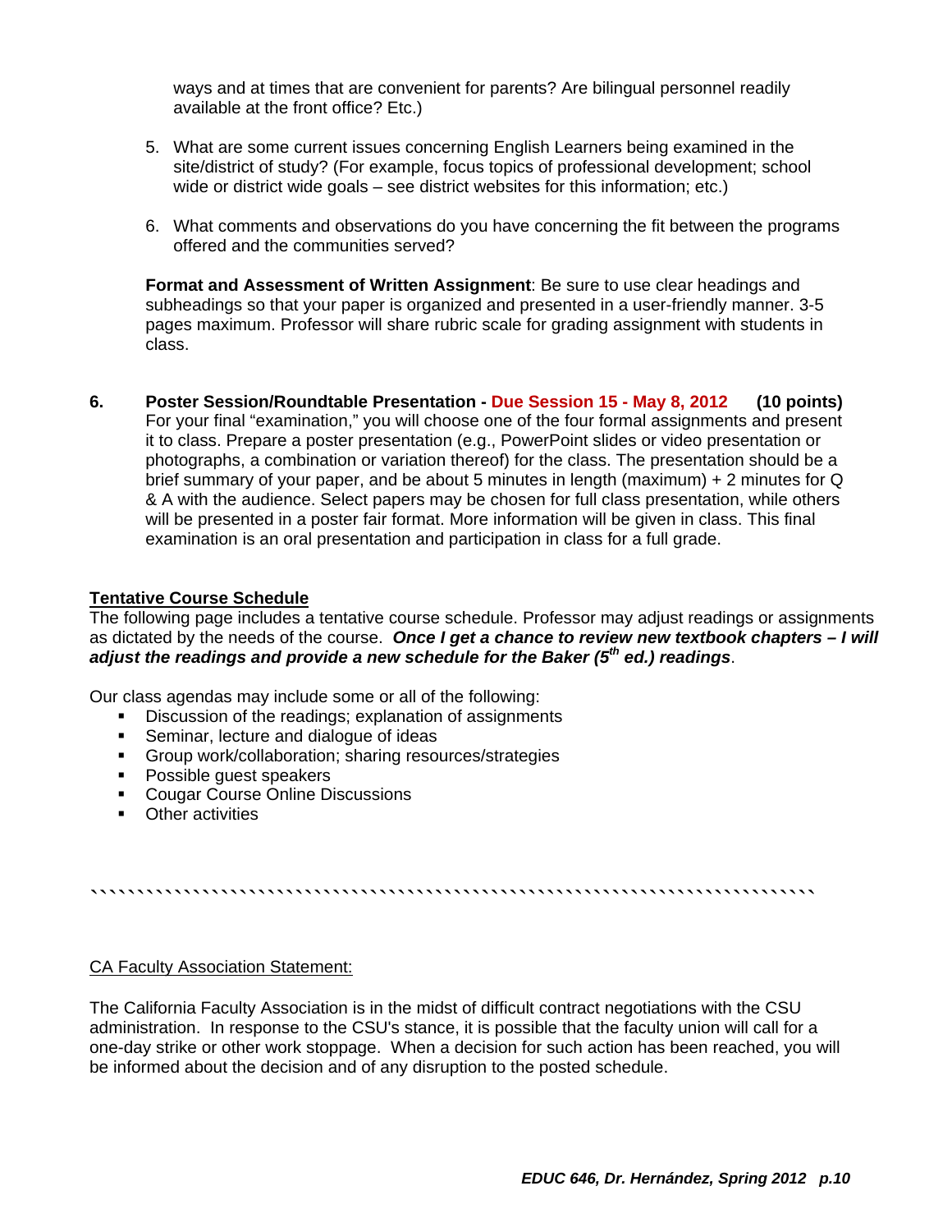ways and at times that are convenient for parents? Are bilingual personnel readily available at the front office? Etc.)

5. What are some current issues concerning English Learners being examined in the site/district of study? (For example, focus topics of professional development; school wide or district wide goals – see district websites for this information; etc.)

6. What comments and observations do you have concerning the fit between the programs offered and the communities served?

**Format and Assessment of Written Assignment**: Be sure to use clear headings and subheadings so that your paper is organized and presented in a user-friendly manner. 3-5 pages maximum. Professor will share rubric scale for grading assignment with students in class.

**6. Poster Session/Roundtable Presentation - Due Session 15 - May 8, 2012 (10 points)**
For your final "examination," you will choose one of the four formal assignments and present it to class. Prepare a poster presentation (e.g., PowerPoint slides or video presentation or photographs, a combination or variation thereof) for the class. The presentation should be a brief summary of your paper, and be about 5 minutes in length (maximum) + 2 minutes for Q & A with the audience. Select papers may be chosen for full class presentation, while others will be presented in a poster fair format. More information will be given in class. This final examination is an oral presentation and participation in class for a full grade.

## Tentative Course Schedule

The following page includes a tentative course schedule. Professor may adjust readings or assignments as dictated by the needs of the course. ***Once I get a chance to review new textbook chapters – I will adjust the readings and provide a new schedule for the Baker (5th ed.) readings***.

Our class agendas may include some or all of the following:

- Discussion of the readings; explanation of assignments
- Seminar, lecture and dialogue of ideas
- Group work/collaboration; sharing resources/strategies
- Possible guest speakers
- Cougar Course Online Discussions
- Other activities

``````````````````````````````````````````````````````````````````````````

CA Faculty Association Statement:

The California Faculty Association is in the midst of difficult contract negotiations with the CSU administration. In response to the CSU's stance, it is possible that the faculty union will call for a one-day strike or other work stoppage. When a decision for such action has been reached, you will be informed about the decision and of any disruption to the posted schedule.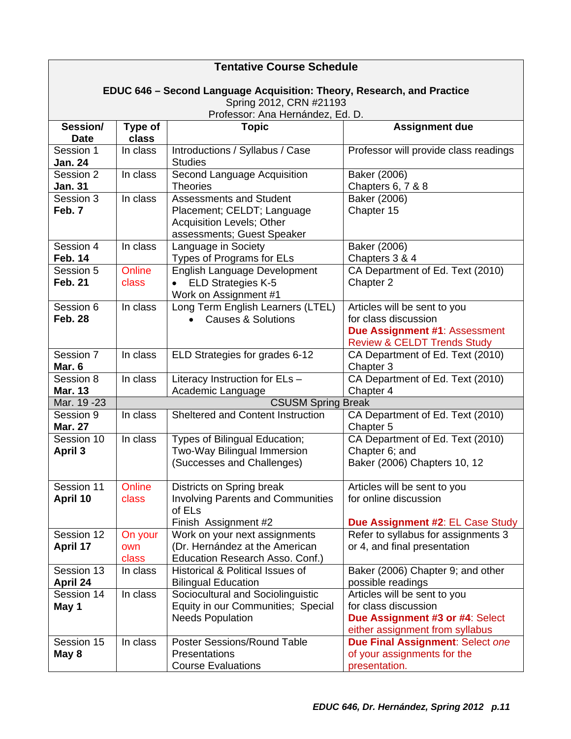# Tentative Course Schedule

**EDUC 646 – Second Language Acquisition: Theory, Research, and Practice**
Spring 2012, CRN #21193
Professor: Ana Hernández, Ed. D.

| Session/ Date | Type of class | Topic | Assignment due |
|---|---|---|---|
| Session 1 **Jan. 24** | In class | Introductions / Syllabus / Case Studies | Professor will provide class readings |
| Session 2 **Jan. 31** | In class | Second Language Acquisition Theories | Baker (2006) Chapters 6, 7 & 8 |
| Session 3 **Feb. 7** | In class | Assessments and Student Placement; CELDT; Language Acquisition Levels; Other assessments; Guest Speaker | Baker (2006) Chapter 15 |
| Session 4 **Feb. 14** | In class | Language in Society Types of Programs for ELs | Baker (2006) Chapters 3 & 4 |
| Session 5 **Feb. 21** | Online class | English Language Development • ELD Strategies K-5 Work on Assignment #1 | CA Department of Ed. Text (2010) Chapter 2 |
| Session 6 **Feb. 28** | In class | Long Term English Learners (LTEL) • Causes & Solutions | Articles will be sent to you for class discussion **Due Assignment #1**: Assessment Review & CELDT Trends Study |
| Session 7 **Mar. 6** | In class | ELD Strategies for grades 6-12 | CA Department of Ed. Text (2010) Chapter 3 |
| Session 8 **Mar. 13** | In class | Literacy Instruction for ELs – Academic Language | CA Department of Ed. Text (2010) Chapter 4 |
| Mar. 19 -23 | CSUSM Spring Break | | |
| Session 9 **Mar. 27** | In class | Sheltered and Content Instruction | CA Department of Ed. Text (2010) Chapter 5 |
| Session 10 **April 3** | In class | Types of Bilingual Education; Two-Way Bilingual Immersion (Successes and Challenges) | CA Department of Ed. Text (2010) Chapter 6; and Baker (2006) Chapters 10, 12 |
| Session 11 **April 10** | Online class | Districts on Spring break Involving Parents and Communities of ELs Finish Assignment #2 | Articles will be sent to you for online discussion **Due Assignment #2**: EL Case Study |
| Session 12 **April 17** | On your own class | Work on your next assignments (Dr. Hernández at the American Education Research Asso. Conf.) | Refer to syllabus for assignments 3 or 4, and final presentation |
| Session 13 **April 24** | In class | Historical & Political Issues of Bilingual Education | Baker (2006) Chapter 9; and other possible readings |
| Session 14 **May 1** | In class | Sociocultural and Sociolinguistic Equity in our Communities; Special Needs Population | Articles will be sent to you for class discussion **Due Assignment #3 or #4**: Select either assignment from syllabus |
| Session 15 **May 8** | In class | Poster Sessions/Round Table Presentations Course Evaluations | **Due Final Assignment**: Select *one* of your assignments for the presentation. |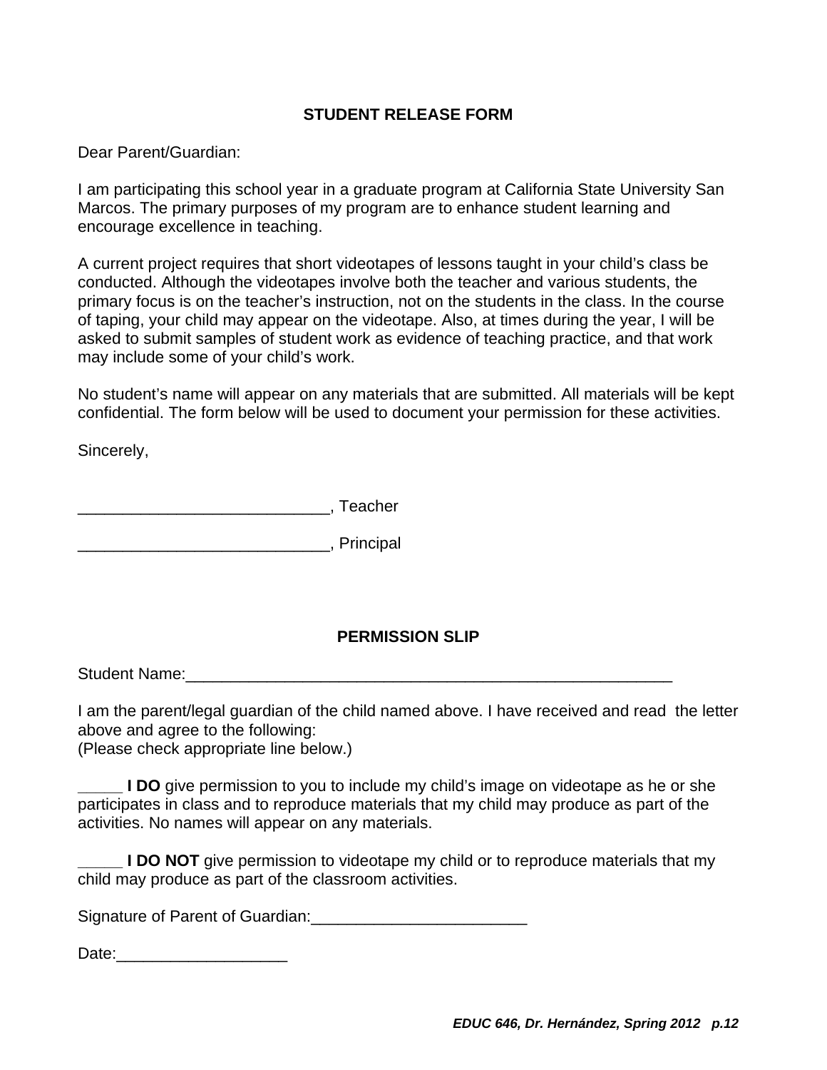## STUDENT RELEASE FORM

Dear Parent/Guardian:

I am participating this school year in a graduate program at California State University San Marcos. The primary purposes of my program are to enhance student learning and encourage excellence in teaching.

A current project requires that short videotapes of lessons taught in your child's class be conducted. Although the videotapes involve both the teacher and various students, the primary focus is on the teacher's instruction, not on the students in the class. In the course of taping, your child may appear on the videotape. Also, at times during the year, I will be asked to submit samples of student work as evidence of teaching practice, and that work may include some of your child's work.

No student's name will appear on any materials that are submitted. All materials will be kept confidential. The form below will be used to document your permission for these activities.

Sincerely,

____________________________, Teacher

____________________________, Principal

## PERMISSION SLIP

Student Name:_________________________________________________________

I am the parent/legal guardian of the child named above. I have received and read the letter above and agree to the following:
(Please check appropriate line below.)

_____ **I DO** give permission to you to include my child's image on videotape as he or she participates in class and to reproduce materials that my child may produce as part of the activities. No names will appear on any materials.

_____ **I DO NOT** give permission to videotape my child or to reproduce materials that my child may produce as part of the classroom activities.

Signature of Parent of Guardian:________________________

Date:___________________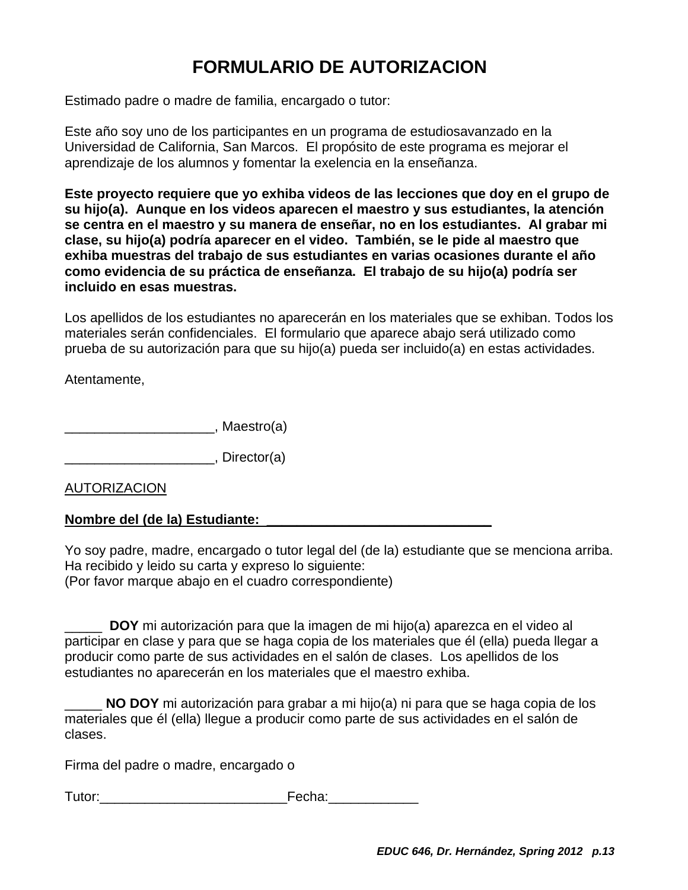# FORMULARIO DE AUTORIZACION

Estimado padre o madre de familia, encargado o tutor:

Este año soy uno de los participantes en un programa de estudiosavanzado en la Universidad de California, San Marcos. El propósito de este programa es mejorar el aprendizaje de los alumnos y fomentar la exelencia en la enseñanza.

**Este proyecto requiere que yo exhiba videos de las lecciones que doy en el grupo de su hijo(a). Aunque en los videos aparecen el maestro y sus estudiantes, la atención se centra en el maestro y su manera de enseñar, no en los estudiantes. Al grabar mi clase, su hijo(a) podría aparecer en el video. También, se le pide al maestro que exhiba muestras del trabajo de sus estudiantes en varias ocasiones durante el año como evidencia de su práctica de enseñanza. El trabajo de su hijo(a) podría ser incluido en esas muestras.**

Los apellidos de los estudiantes no aparecerán en los materiales que se exhiban. Todos los materiales serán confidenciales. El formulario que aparece abajo será utilizado como prueba de su autorización para que su hijo(a) pueda ser incluido(a) en estas actividades.

Atentamente,

____________________, Maestro(a)

____________________, Director(a)

AUTORIZACION

**Nombre del (de la) Estudiante: ______________________________**

Yo soy padre, madre, encargado o tutor legal del (de la) estudiante que se menciona arriba. Ha recibido y leido su carta y expreso lo siguiente:
(Por favor marque abajo en el cuadro correspondiente)

_____ **DOY** mi autorización para que la imagen de mi hijo(a) aparezca en el video al participar en clase y para que se haga copia de los materiales que él (ella) pueda llegar a producir como parte de sus actividades en el salón de clases. Los apellidos de los estudiantes no aparecerán en los materiales que el maestro exhiba.

_____ **NO DOY** mi autorización para grabar a mi hijo(a) ni para que se haga copia de los materiales que él (ella) llegue a producir como parte de sus actividades en el salón de clases.

Firma del padre o madre, encargado o

Tutor:_________________________Fecha:____________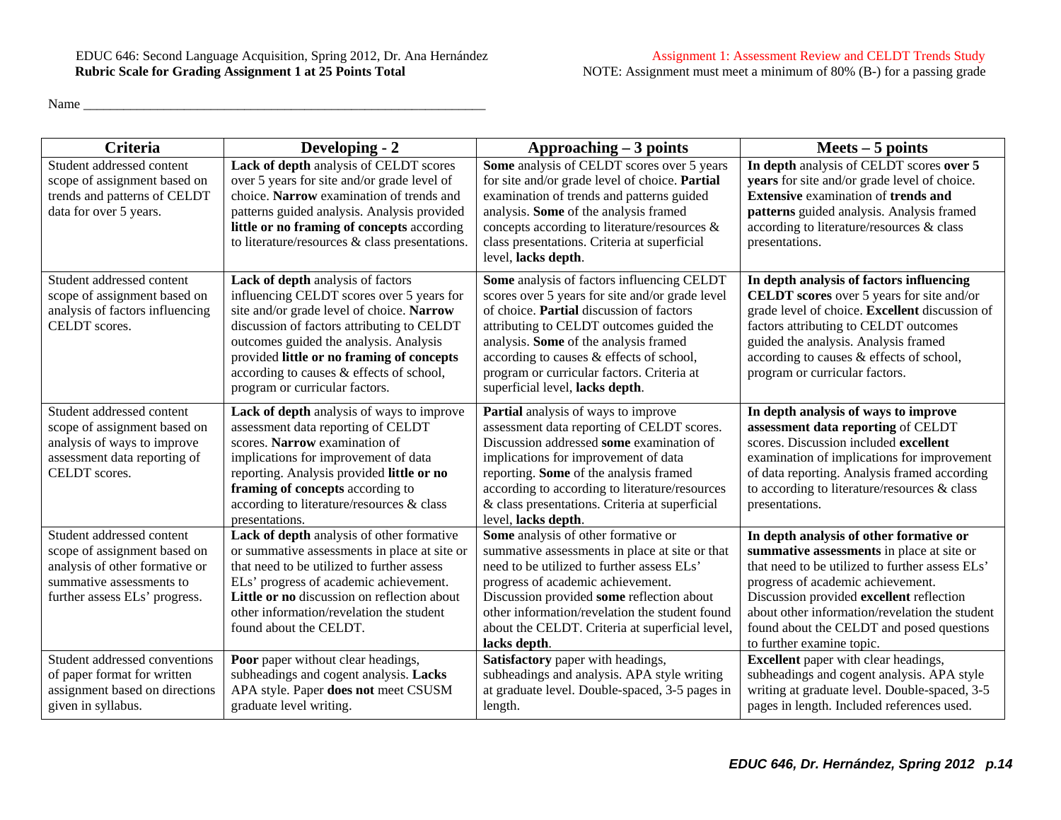EDUC 646: Second Language Acquisition, Spring 2012, Dr. Ana Hernández
**Rubric Scale for Grading Assignment 1 at 25 Points Total**

Assignment 1: Assessment Review and CELDT Trends Study
NOTE: Assignment must meet a minimum of 80% (B-) for a passing grade

Name ____________________________________________________________

| Criteria | Developing - 2 | Approaching – 3 points | Meets – 5 points |
|---|---|---|---|
| Student addressed content scope of assignment based on trends and patterns of CELDT data for over 5 years. | **Lack of depth** analysis of CELDT scores over 5 years for site and/or grade level of choice. **Narrow** examination of trends and patterns guided analysis. Analysis provided **little or no framing of concepts** according to literature/resources & class presentations. | **Some** analysis of CELDT scores over 5 years for site and/or grade level of choice. **Partial** examination of trends and patterns guided analysis. **Some** of the analysis framed concepts according to literature/resources & class presentations. Criteria at superficial level, **lacks depth**. | **In depth** analysis of CELDT scores **over 5 years** for site and/or grade level of choice. **Extensive** examination of **trends and patterns** guided analysis. Analysis framed according to literature/resources & class presentations. |
| Student addressed content scope of assignment based on analysis of factors influencing CELDT scores. | **Lack of depth** analysis of factors influencing CELDT scores over 5 years for site and/or grade level of choice. **Narrow** discussion of factors attributing to CELDT outcomes guided the analysis. Analysis provided **little or no framing of concepts** according to causes & effects of school, program or curricular factors. | **Some** analysis of factors influencing CELDT scores over 5 years for site and/or grade level of choice. **Partial** discussion of factors attributing to CELDT outcomes guided the analysis. **Some** of the analysis framed according to causes & effects of school, program or curricular factors. Criteria at superficial level, **lacks depth**. | **In depth analysis of factors influencing CELDT scores** over 5 years for site and/or grade level of choice. **Excellent** discussion of factors attributing to CELDT outcomes guided the analysis. Analysis framed according to causes & effects of school, program or curricular factors. |
| Student addressed content scope of assignment based on analysis of ways to improve assessment data reporting of CELDT scores. | **Lack of depth** analysis of ways to improve assessment data reporting of CELDT scores. **Narrow** examination of implications for improvement of data reporting. Analysis provided **little or no framing of concepts** according to according to literature/resources & class presentations. | **Partial** analysis of ways to improve assessment data reporting of CELDT scores. Discussion addressed **some** examination of implications for improvement of data reporting. **Some** of the analysis framed according to according to literature/resources & class presentations. Criteria at superficial level, **lacks depth**. | **In depth analysis of ways to improve assessment data reporting** of CELDT scores. Discussion included **excellent** examination of implications for improvement of data reporting. Analysis framed according to according to literature/resources & class presentations. |
| Student addressed content scope of assignment based on analysis of other formative or summative assessments to further assess ELs' progress. | **Lack of depth** analysis of other formative or summative assessments in place at site or that need to be utilized to further assess ELs' progress of academic achievement. **Little or no** discussion on reflection about other information/revelation the student found about the CELDT. | **Some** analysis of other formative or summative assessments in place at site or that need to be utilized to further assess ELs' progress of academic achievement. Discussion provided **some** reflection about other information/revelation the student found about the CELDT. Criteria at superficial level, **lacks depth**. | **In depth analysis of other formative or summative assessments** in place at site or that need to be utilized to further assess ELs' progress of academic achievement. Discussion provided **excellent** reflection about other information/revelation the student found about the CELDT and posed questions to further examine topic. |
| Student addressed conventions of paper format for written assignment based on directions given in syllabus. | **Poor** paper without clear headings, subheadings and cogent analysis. **Lacks** APA style. Paper **does not** meet CSUSM graduate level writing. | **Satisfactory** paper with headings, subheadings and analysis. APA style writing at graduate level. Double-spaced, 3-5 pages in length. | **Excellent** paper with clear headings, subheadings and cogent analysis. APA style writing at graduate level. Double-spaced, 3-5 pages in length. Included references used. |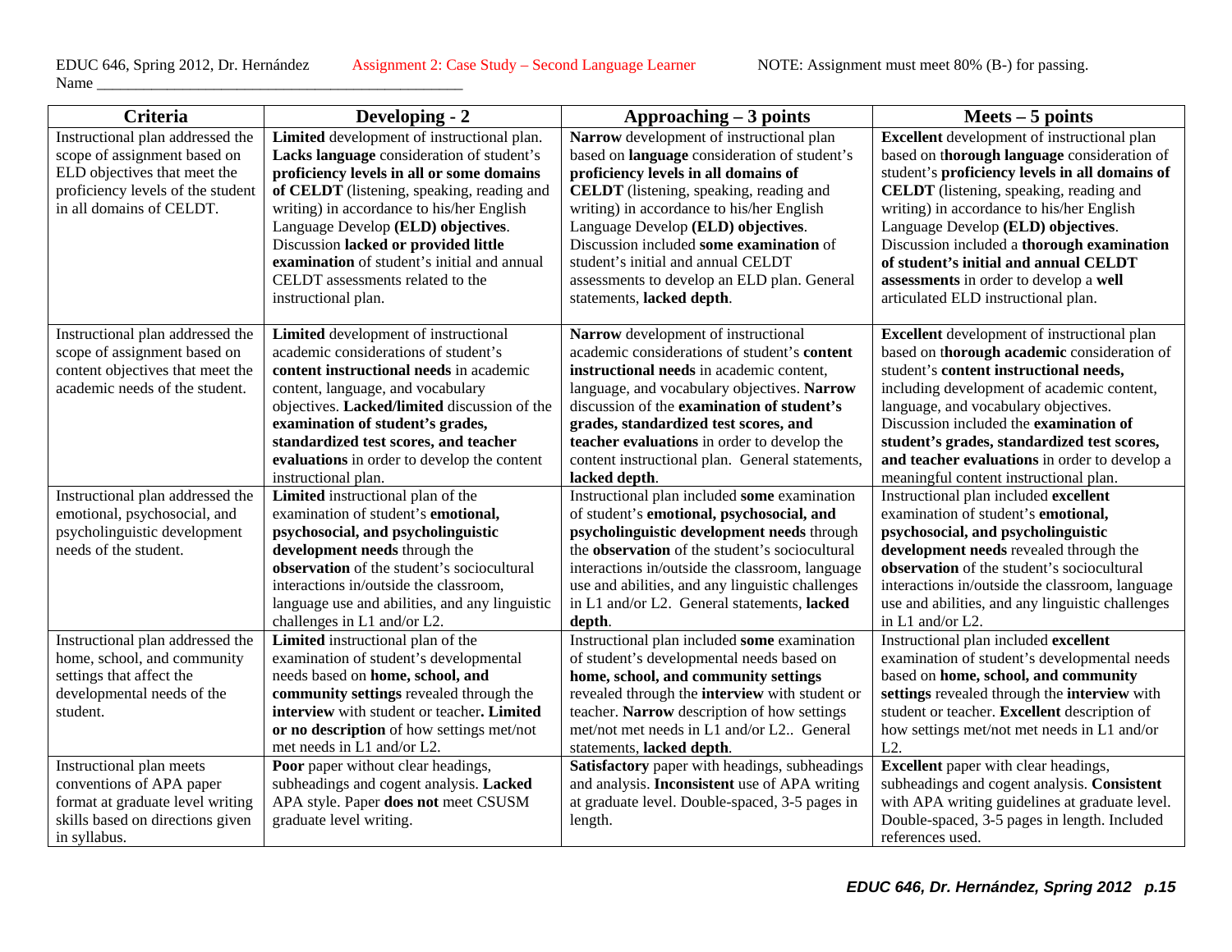EDUC 646, Spring 2012, Dr. Hernández Assignment 2: Case Study – Second Language Learner NOTE: Assignment must meet 80% (B-) for passing.

Name _______________________________________________

| Criteria | Developing - 2 | Approaching – 3 points | Meets – 5 points |
|---|---|---|---|
| Instructional plan addressed the scope of assignment based on ELD objectives that meet the proficiency levels of the student in all domains of CELDT. | **Limited** development of instructional plan. **Lacks language** consideration of student's **proficiency levels in all or some domains of CELDT** (listening, speaking, reading and writing) in accordance to his/her English Language Develop **(ELD) objectives**. Discussion **lacked or provided little examination** of student's initial and annual CELDT assessments related to the instructional plan. | **Narrow** development of instructional plan based on **language** consideration of student's **proficiency levels in all domains of CELDT** (listening, speaking, reading and writing) in accordance to his/her English Language Develop **(ELD) objectives**. Discussion included **some examination** of student's initial and annual CELDT assessments to develop an ELD plan. General statements, **lacked depth**. | **Excellent** development of instructional plan based on **thorough language** consideration of student's **proficiency levels in all domains of CELDT** (listening, speaking, reading and writing) in accordance to his/her English Language Develop **(ELD) objectives**. Discussion included a **thorough examination of student's initial and annual CELDT assessments** in order to develop a **well** articulated ELD instructional plan. |
| Instructional plan addressed the scope of assignment based on content objectives that meet the academic needs of the student. | **Limited** development of instructional academic considerations of student's **content instructional needs** in academic content, language, and vocabulary objectives. **Lacked/limited** discussion of the **examination of student's grades, standardized test scores, and teacher evaluations** in order to develop the content instructional plan. | **Narrow** development of instructional academic considerations of student's **content instructional needs** in academic content, language, and vocabulary objectives. **Narrow** discussion of the **examination of student's grades, standardized test scores, and teacher evaluations** in order to develop the content instructional plan. General statements, **lacked depth**. | **Excellent** development of instructional plan based on **thorough academic** consideration of student's **content instructional needs,** including development of academic content, language, and vocabulary objectives. Discussion included the **examination of student's grades, standardized test scores, and teacher evaluations** in order to develop a meaningful content instructional plan. |
| Instructional plan addressed the emotional, psychosocial, and psycholinguistic development needs of the student. | **Limited** instructional plan of the examination of student's **emotional, psychosocial, and psycholinguistic development needs** through the **observation** of the student's sociocultural interactions in/outside the classroom, language use and abilities, and any linguistic challenges in L1 and/or L2. | Instructional plan included **some** examination of student's **emotional, psychosocial, and psycholinguistic development needs** through the **observation** of the student's sociocultural interactions in/outside the classroom, language use and abilities, and any linguistic challenges in L1 and/or L2. General statements, **lacked depth**. | Instructional plan included **excellent** examination of student's **emotional, psychosocial, and psycholinguistic development needs** revealed through the **observation** of the student's sociocultural interactions in/outside the classroom, language use and abilities, and any linguistic challenges in L1 and/or L2. |
| Instructional plan addressed the home, school, and community settings that affect the developmental needs of the student. | **Limited** instructional plan of the examination of student's developmental needs based on **home, school, and community settings** revealed through the **interview** with student or teacher**. Limited or no description** of how settings met/not met needs in L1 and/or L2. | Instructional plan included **some** examination of student's developmental needs based on **home, school, and community settings** revealed through the **interview** with student or teacher. **Narrow** description of how settings met/not met needs in L1 and/or L2.. General statements, **lacked depth**. | Instructional plan included **excellent** examination of student's developmental needs based on **home, school, and community settings** revealed through the **interview** with student or teacher. **Excellent** description of how settings met/not met needs in L1 and/or L2. |
| Instructional plan meets conventions of APA paper format at graduate level writing skills based on directions given in syllabus. | **Poor** paper without clear headings, subheadings and cogent analysis. **Lacked** APA style. Paper **does not** meet CSUSM graduate level writing. | **Satisfactory** paper with headings, subheadings and analysis. **Inconsistent** use of APA writing at graduate level. Double-spaced, 3-5 pages in length. | **Excellent** paper with clear headings, subheadings and cogent analysis. **Consistent** with APA writing guidelines at graduate level. Double-spaced, 3-5 pages in length. Included references used. |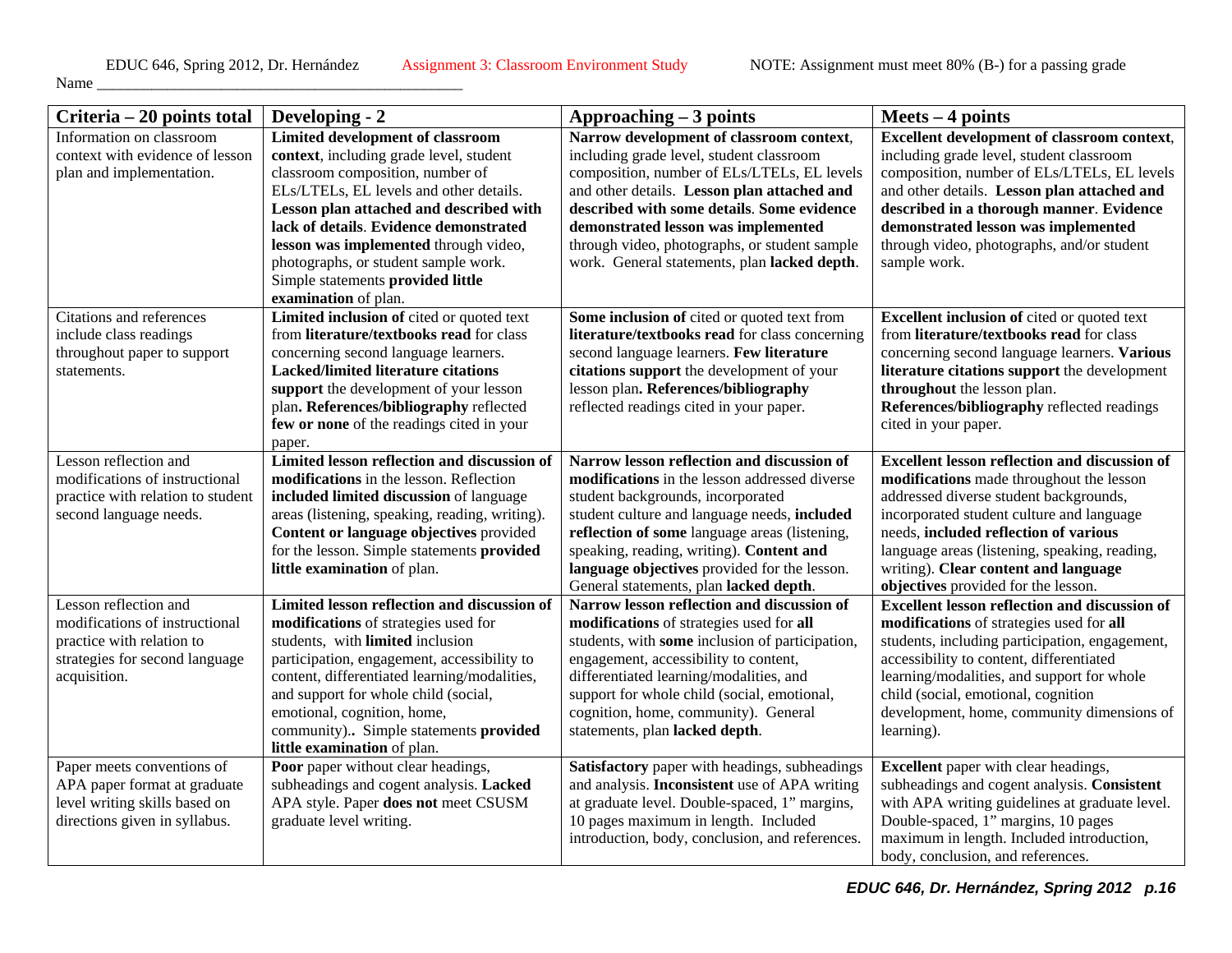EDUC 646, Spring 2012, Dr. Hernández    Assignment 3: Classroom Environment Study    NOTE: Assignment must meet 80% (B-) for a passing grade

Name ______________________________________________

| Criteria – 20 points total | Developing - 2 | Approaching – 3 points | Meets – 4 points |
|---|---|---|---|
| Information on classroom context with evidence of lesson plan and implementation. | **Limited development of classroom context**, including grade level, student classroom composition, number of ELs/LTELs, EL levels and other details. **Lesson plan attached and described with lack of details**. **Evidence demonstrated lesson was implemented** through video, photographs, or student sample work. Simple statements **provided little examination** of plan. | **Narrow development of classroom context**, including grade level, student classroom composition, number of ELs/LTELs, EL levels and other details. **Lesson plan attached and described with some details**. **Some evidence demonstrated lesson was implemented** through video, photographs, or student sample work. General statements, plan **lacked depth**. | **Excellent development of classroom context**, including grade level, student classroom composition, number of ELs/LTELs, EL levels and other details. **Lesson plan attached and described in a thorough manner**. **Evidence demonstrated lesson was implemented** through video, photographs, and/or student sample work. |
| Citations and references include class readings throughout paper to support statements. | **Limited inclusion of** cited or quoted text from **literature/textbooks read** for class concerning second language learners. **Lacked/limited literature citations support** the development of your lesson plan**. References/bibliography** reflected **few or none** of the readings cited in your paper. | **Some inclusion of** cited or quoted text from **literature/textbooks read** for class concerning second language learners. **Few literature citations support** the development of your lesson plan**. References/bibliography** reflected readings cited in your paper. | **Excellent inclusion of** cited or quoted text from **literature/textbooks read** for class concerning second language learners. **Various literature citations support** the development **throughout** the lesson plan. **References/bibliography** reflected readings cited in your paper. |
| Lesson reflection and modifications of instructional practice with relation to student second language needs. | **Limited lesson reflection and discussion of modifications** in the lesson. Reflection **included limited discussion** of language areas (listening, speaking, reading, writing). **Content or language objectives** provided for the lesson. Simple statements **provided little examination** of plan. | **Narrow lesson reflection and discussion of modifications** in the lesson addressed diverse student backgrounds, incorporated student culture and language needs, **included reflection of some** language areas (listening, speaking, reading, writing). **Content and language objectives** provided for the lesson. General statements, plan **lacked depth**. | **Excellent lesson reflection and discussion of modifications** made throughout the lesson addressed diverse student backgrounds, incorporated student culture and language needs, **included reflection of various** language areas (listening, speaking, reading, writing). **Clear content and language objectives** provided for the lesson. |
| Lesson reflection and modifications of instructional practice with relation to strategies for second language acquisition. | **Limited lesson reflection and discussion of modifications** of strategies used for students, with **limited** inclusion participation, engagement, accessibility to content, differentiated learning/modalities, and support for whole child (social, emotional, cognition, home, community)**.** Simple statements **provided little examination** of plan. | **Narrow lesson reflection and discussion of modifications** of strategies used for **all** students, with **some** inclusion of participation, engagement, accessibility to content, differentiated learning/modalities, and support for whole child (social, emotional, cognition, home, community). General statements, plan **lacked depth**. | **Excellent lesson reflection and discussion of modifications** of strategies used for **all** students, including participation, engagement, accessibility to content, differentiated learning/modalities, and support for whole child (social, emotional, cognition development, home, community dimensions of learning). |
| Paper meets conventions of APA paper format at graduate level writing skills based on directions given in syllabus. | **Poor** paper without clear headings, subheadings and cogent analysis. **Lacked** APA style. Paper **does not** meet CSUSM graduate level writing. | **Satisfactory** paper with headings, subheadings and analysis. **Inconsistent** use of APA writing at graduate level. Double-spaced, 1" margins, 10 pages maximum in length. Included introduction, body, conclusion, and references. | **Excellent** paper with clear headings, subheadings and cogent analysis. **Consistent** with APA writing guidelines at graduate level. Double-spaced, 1" margins, 10 pages maximum in length. Included introduction, body, conclusion, and references. |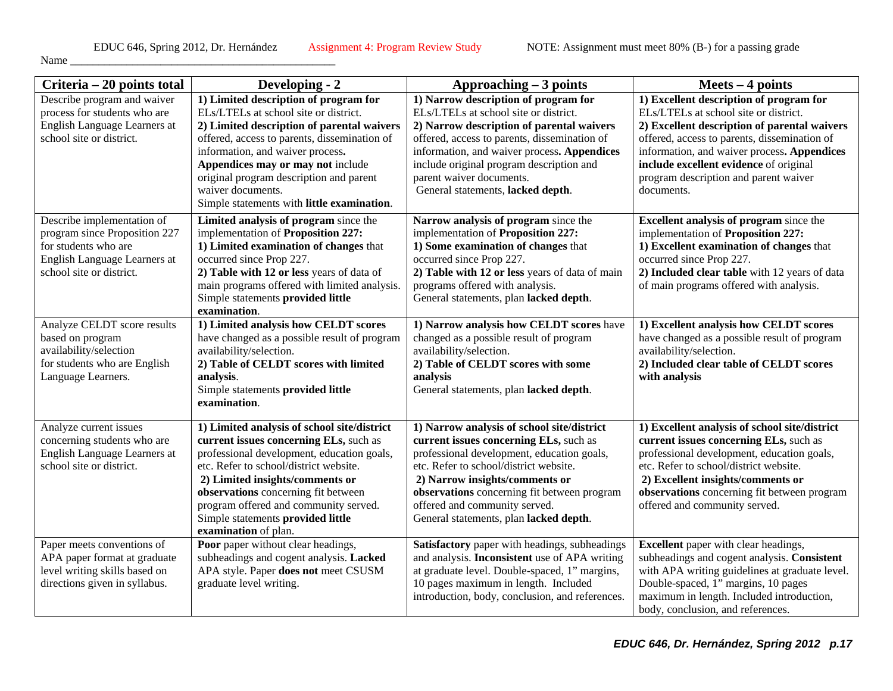EDUC 646, Spring 2012, Dr. Hernández Assignment 4: Program Review Study NOTE: Assignment must meet 80% (B-) for a passing grade

Name _______________________________________________

| Criteria – 20 points total | Developing - 2 | Approaching – 3 points | Meets – 4 points |
|---|---|---|---|
| Describe program and waiver process for students who are English Language Learners at school site or district. | **1) Limited description of program for** ELs/LTELs at school site or district. **2) Limited description of parental waivers** offered, access to parents, dissemination of information, and waiver process**. Appendices may or may not** include original program description and parent waiver documents. Simple statements with **little examination**. | **1) Narrow description of program for** ELs/LTELs at school site or district. **2) Narrow description of parental waivers** offered, access to parents, dissemination of information, and waiver process**. Appendices** include original program description and parent waiver documents. General statements, **lacked depth**. | **1) Excellent description of program for** ELs/LTELs at school site or district. **2) Excellent description of parental waivers** offered, access to parents, dissemination of information, and waiver process**. Appendices include excellent evidence** of original program description and parent waiver documents. |
| Describe implementation of program since Proposition 227 for students who are English Language Learners at school site or district. | **Limited analysis of program** since the implementation of **Proposition 227: 1) Limited examination of changes** that occurred since Prop 227. **2) Table with 12 or less** years of data of main programs offered with limited analysis. Simple statements **provided little examination**. | **Narrow analysis of program** since the implementation of **Proposition 227: 1) Some examination of changes** that occurred since Prop 227. **2) Table with 12 or less** years of data of main programs offered with analysis. General statements, plan **lacked depth**. | **Excellent analysis of program** since the implementation of **Proposition 227: 1) Excellent examination of changes** that occurred since Prop 227. **2) Included clear table** with 12 years of data of main programs offered with analysis. |
| Analyze CELDT score results based on program availability/selection for students who are English Language Learners. | **1) Limited analysis how CELDT scores** have changed as a possible result of program availability/selection. **2) Table of CELDT scores with limited analysis**. Simple statements **provided little examination**. | **1) Narrow analysis how CELDT scores** have changed as a possible result of program availability/selection. **2) Table of CELDT scores with some analysis** General statements, plan **lacked depth**. | **1) Excellent analysis how CELDT scores** have changed as a possible result of program availability/selection. **2) Included clear table of CELDT scores with analysis** |
| Analyze current issues concerning students who are English Language Learners at school site or district. | **1) Limited analysis of school site/district current issues concerning ELs,** such as professional development, education goals, etc. Refer to school/district website. **2) Limited insights/comments or observations** concerning fit between program offered and community served. Simple statements **provided little examination** of plan. | **1) Narrow analysis of school site/district current issues concerning ELs,** such as professional development, education goals, etc. Refer to school/district website. **2) Narrow insights/comments or observations** concerning fit between program offered and community served. General statements, plan **lacked depth**. | **1) Excellent analysis of school site/district current issues concerning ELs,** such as professional development, education goals, etc. Refer to school/district website. **2) Excellent insights/comments or observations** concerning fit between program offered and community served. |
| Paper meets conventions of APA paper format at graduate level writing skills based on directions given in syllabus. | **Poor** paper without clear headings, subheadings and cogent analysis. **Lacked** APA style. Paper **does not** meet CSUSM graduate level writing. | **Satisfactory** paper with headings, subheadings and analysis. **Inconsistent** use of APA writing at graduate level. Double-spaced, 1" margins, 10 pages maximum in length. Included introduction, body, conclusion, and references. | **Excellent** paper with clear headings, subheadings and cogent analysis. **Consistent** with APA writing guidelines at graduate level. Double-spaced, 1" margins, 10 pages maximum in length. Included introduction, body, conclusion, and references. |